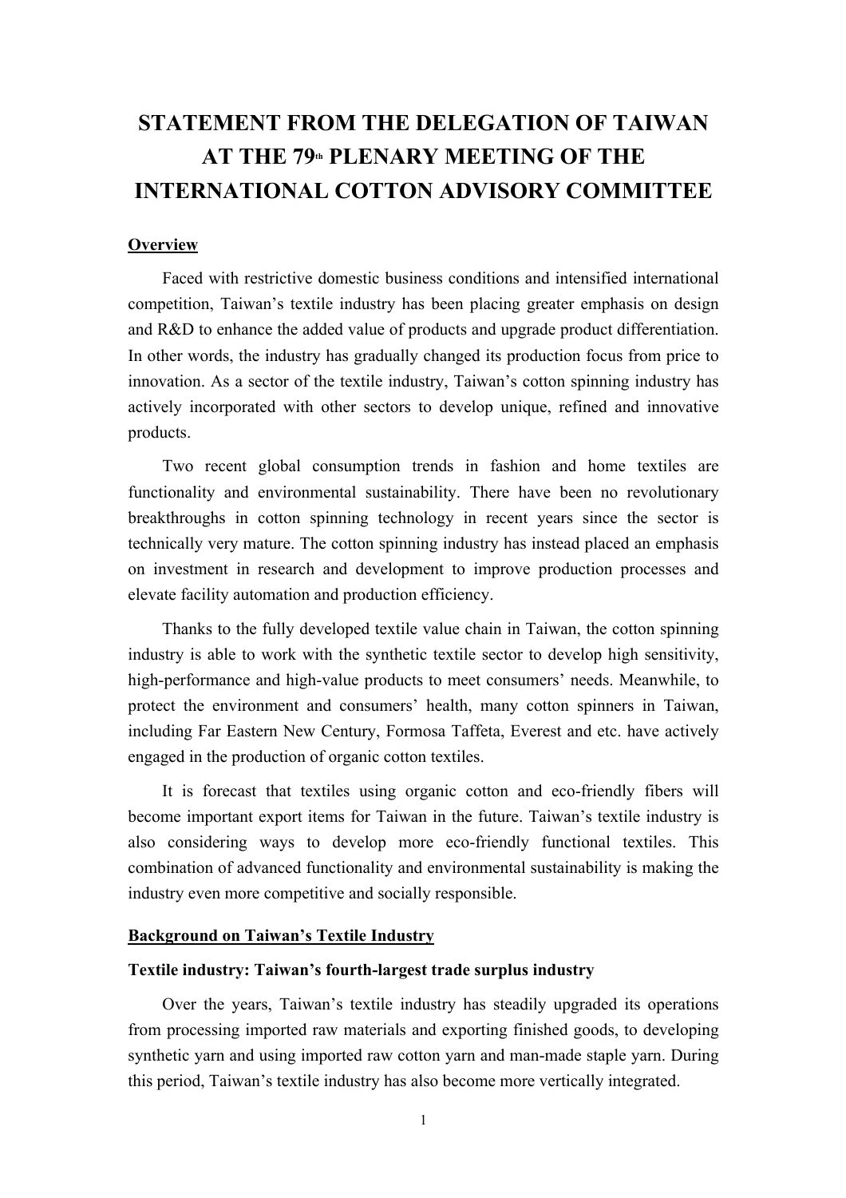# STATEMENT FROM THE DELEGATION OF TAIWAN AT THE 79th PLENARY MEETING OF THE INTERNATIONAL COTTON ADVISORY COMMITTEE

## Overview

Faced with restrictive domestic business conditions and intensified international competition, Taiwan's textile industry has been placing greater emphasis on design and R&D to enhance the added value of products and upgrade product differentiation. In other words, the industry has gradually changed its production focus from price to innovation. As a sector of the textile industry, Taiwan's cotton spinning industry has actively incorporated with other sectors to develop unique, refined and innovative products.

Two recent global consumption trends in fashion and home textiles are functionality and environmental sustainability. There have been no revolutionary breakthroughs in cotton spinning technology in recent years since the sector is technically very mature. The cotton spinning industry has instead placed an emphasis on investment in research and development to improve production processes and elevate facility automation and production efficiency.

Thanks to the fully developed textile value chain in Taiwan, the cotton spinning industry is able to work with the synthetic textile sector to develop high sensitivity, high-performance and high-value products to meet consumers' needs. Meanwhile, to protect the environment and consumers' health, many cotton spinners in Taiwan, including Far Eastern New Century, Formosa Taffeta, Everest and etc. have actively engaged in the production of organic cotton textiles.

It is forecast that textiles using organic cotton and eco-friendly fibers will become important export items for Taiwan in the future. Taiwan's textile industry is also considering ways to develop more eco-friendly functional textiles. This combination of advanced functionality and environmental sustainability is making the industry even more competitive and socially responsible.

## Background on Taiwan's Textile Industry

### Textile industry: Taiwan's fourth-largest trade surplus industry

Over the years, Taiwan's textile industry has steadily upgraded its operations from processing imported raw materials and exporting finished goods, to developing synthetic yarn and using imported raw cotton yarn and man-made staple yarn. During this period, Taiwan's textile industry has also become more vertically integrated.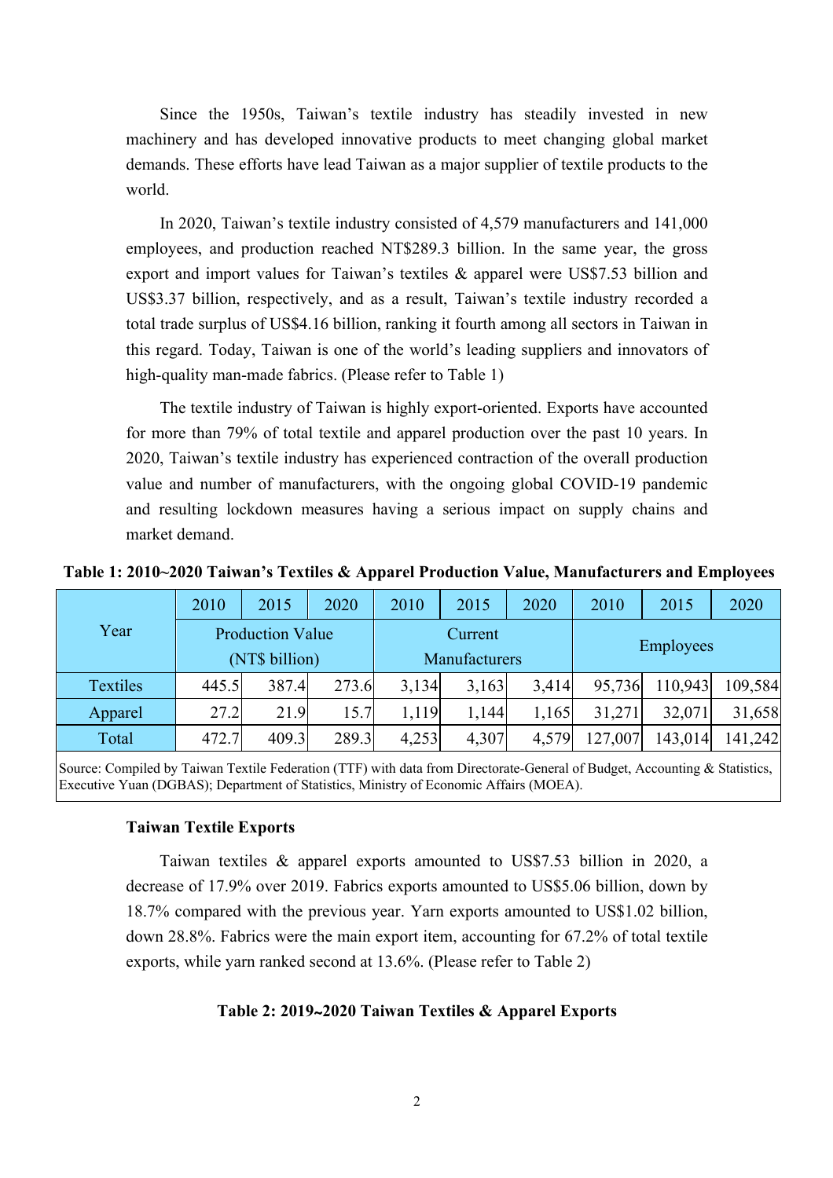Since the 1950s, Taiwan's textile industry has steadily invested in new machinery and has developed innovative products to meet changing global market demands. These efforts have lead Taiwan as a major supplier of textile products to the world.

In 2020, Taiwan's textile industry consisted of 4,579 manufacturers and 141,000 employees, and production reached NT$289.3 billion. In the same year, the gross export and import values for Taiwan's textiles & apparel were US$7.53 billion and US$3.37 billion, respectively, and as a result, Taiwan's textile industry recorded a total trade surplus of US$4.16 billion, ranking it fourth among all sectors in Taiwan in this regard. Today, Taiwan is one of the world's leading suppliers and innovators of high-quality man-made fabrics. (Please refer to Table 1)

The textile industry of Taiwan is highly export-oriented. Exports have accounted for more than 79% of total textile and apparel production over the past 10 years. In 2020, Taiwan's textile industry has experienced contraction of the overall production value and number of manufacturers, with the ongoing global COVID-19 pandemic and resulting lockdown measures having a serious impact on supply chains and market demand.

**Table 1: 2010~2020 Taiwan's Textiles & Apparel Production Value, Manufacturers and Employees**

| Year | 2010 | 2015 | 2020 | 2010 | 2015 | 2020 | 2010 | 2015 | 2020 |
|---|---|---|---|---|---|---|---|---|---|
| | Production Value (NT$ billion) | | | Current Manufacturers | | | Employees | | |
| Textiles | 445.5 | 387.4 | 273.6 | 3,134 | 3,163 | 3,414 | 95,736 | 110,943 | 109,584 |
| Apparel | 27.2 | 21.9 | 15.7 | 1,119 | 1,144 | 1,165 | 31,271 | 32,071 | 31,658 |
| Total | 472.7 | 409.3 | 289.3 | 4,253 | 4,307 | 4,579 | 127,007 | 143,014 | 141,242 |

Source: Compiled by Taiwan Textile Federation (TTF) with data from Directorate-General of Budget, Accounting & Statistics, Executive Yuan (DGBAS); Department of Statistics, Ministry of Economic Affairs (MOEA).

**Taiwan Textile Exports**

Taiwan textiles & apparel exports amounted to US$7.53 billion in 2020, a decrease of 17.9% over 2019. Fabrics exports amounted to US$5.06 billion, down by 18.7% compared with the previous year. Yarn exports amounted to US$1.02 billion, down 28.8%. Fabrics were the main export item, accounting for 67.2% of total textile exports, while yarn ranked second at 13.6%. (Please refer to Table 2)

**Table 2: 2019~2020 Taiwan Textiles & Apparel Exports**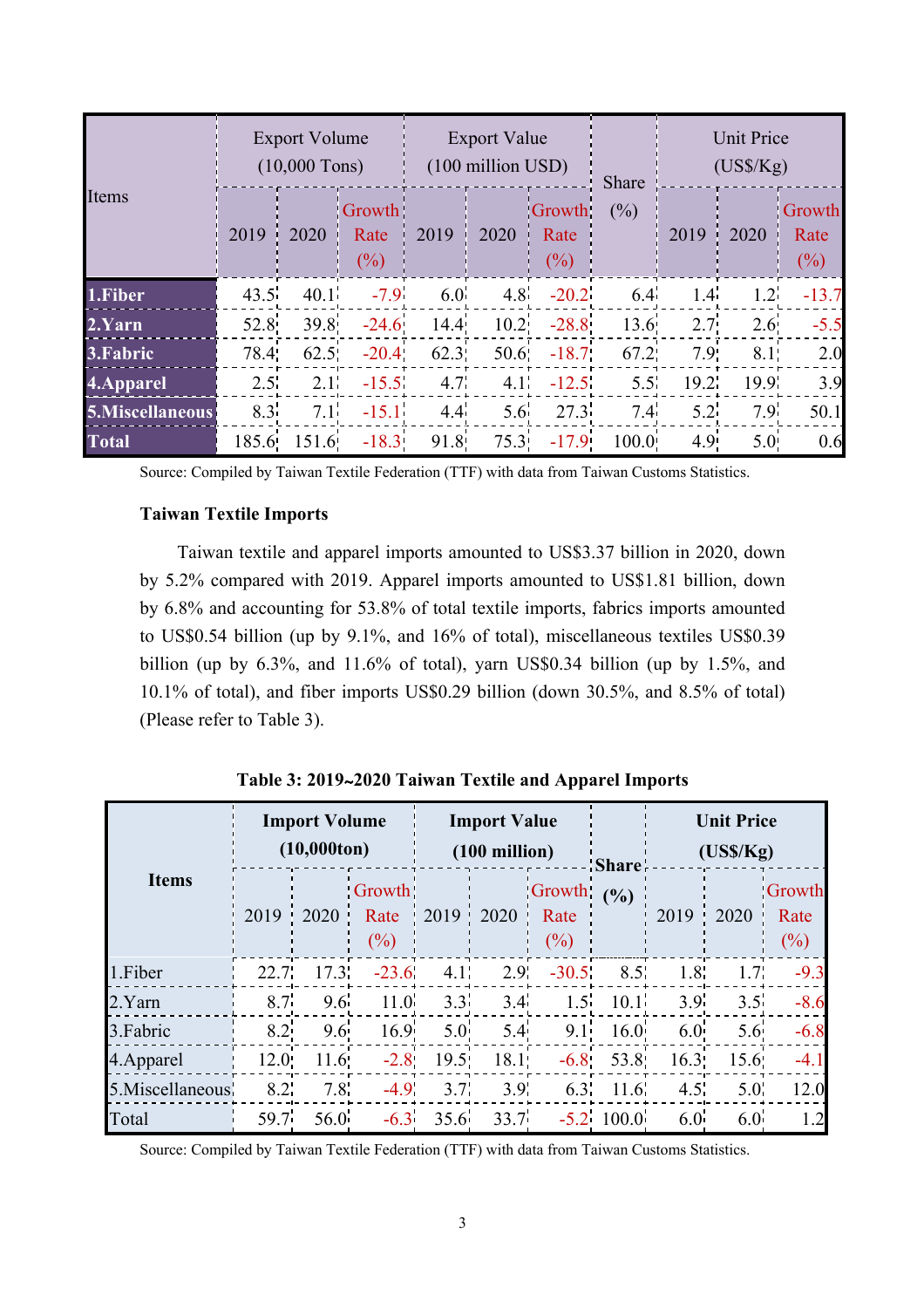| Items | Export Volume (10,000 Tons) | | | Export Value (100 million USD) | | | Share (%) | Unit Price (US$/Kg) | | |
|---|---|---|---|---|---|---|---|---|---|---|
| | 2019 | 2020 | Growth Rate (%) | 2019 | 2020 | Growth Rate (%) | | 2019 | 2020 | Growth Rate (%) |
| **1.Fiber** | 43.5 | 40.1 | -7.9 | 6.0 | 4.8 | -20.2 | 6.4 | 1.4 | 1.2 | -13.7 |
| **2.Yarn** | 52.8 | 39.8 | -24.6 | 14.4 | 10.2 | -28.8 | 13.6 | 2.7 | 2.6 | -5.5 |
| **3.Fabric** | 78.4 | 62.5 | -20.4 | 62.3 | 50.6 | -18.7 | 67.2 | 7.9 | 8.1 | 2.0 |
| **4.Apparel** | 2.5 | 2.1 | -15.5 | 4.7 | 4.1 | -12.5 | 5.5 | 19.2 | 19.9 | 3.9 |
| **5.Miscellaneous** | 8.3 | 7.1 | -15.1 | 4.4 | 5.6 | 27.3 | 7.4 | 5.2 | 7.9 | 50.1 |
| **Total** | 185.6 | 151.6 | -18.3 | 91.8 | 75.3 | -17.9 | 100.0 | 4.9 | 5.0 | 0.6 |

Source: Compiled by Taiwan Textile Federation (TTF) with data from Taiwan Customs Statistics.

### Taiwan Textile Imports

Taiwan textile and apparel imports amounted to US$3.37 billion in 2020, down by 5.2% compared with 2019. Apparel imports amounted to US$1.81 billion, down by 6.8% and accounting for 53.8% of total textile imports, fabrics imports amounted to US$0.54 billion (up by 9.1%, and 16% of total), miscellaneous textiles US$0.39 billion (up by 6.3%, and 11.6% of total), yarn US$0.34 billion (up by 1.5%, and 10.1% of total), and fiber imports US$0.29 billion (down 30.5%, and 8.5% of total) (Please refer to Table 3).

**Table 3: 2019~2020 Taiwan Textile and Apparel Imports**

| **Items** | **Import Volume (10,000ton)** | | | **Import Value (100 million)** | | | **Share (%)** | **Unit Price (US$/Kg)** | | |
|---|---|---|---|---|---|---|---|---|---|---|
| | 2019 | 2020 | Growth Rate (%) | 2019 | 2020 | Growth Rate (%) | | 2019 | 2020 | Growth Rate (%) |
| 1.Fiber | 22.7 | 17.3 | -23.6 | 4.1 | 2.9 | -30.5 | 8.5 | 1.8 | 1.7 | -9.3 |
| 2.Yarn | 8.7 | 9.6 | 11.0 | 3.3 | 3.4 | 1.5 | 10.1 | 3.9 | 3.5 | -8.6 |
| 3.Fabric | 8.2 | 9.6 | 16.9 | 5.0 | 5.4 | 9.1 | 16.0 | 6.0 | 5.6 | -6.8 |
| 4.Apparel | 12.0 | 11.6 | -2.8 | 19.5 | 18.1 | -6.8 | 53.8 | 16.3 | 15.6 | -4.1 |
| 5.Miscellaneous | 8.2 | 7.8 | -4.9 | 3.7 | 3.9 | 6.3 | 11.6 | 4.5 | 5.0 | 12.0 |
| Total | 59.7 | 56.0 | -6.3 | 35.6 | 33.7 | -5.2 | 100.0 | 6.0 | 6.0 | 1.2 |

Source: Compiled by Taiwan Textile Federation (TTF) with data from Taiwan Customs Statistics.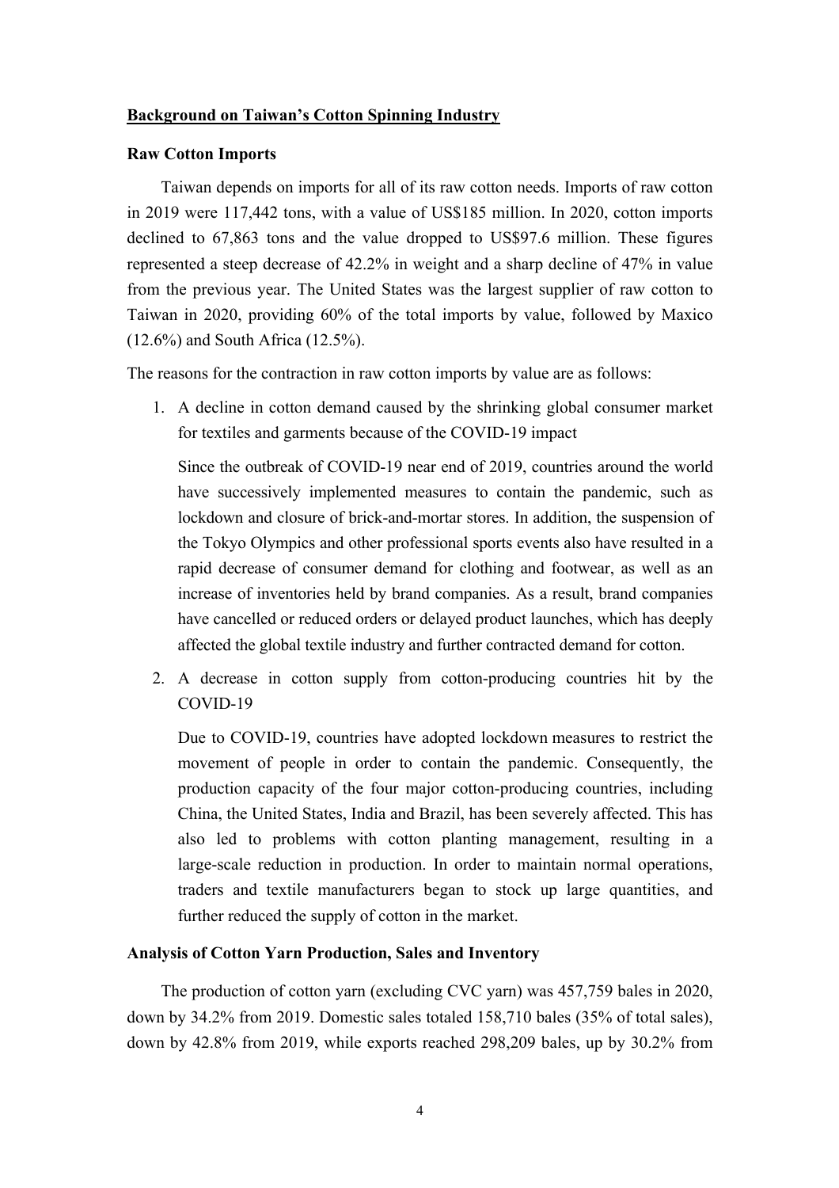## Background on Taiwan's Cotton Spinning Industry

### Raw Cotton Imports

Taiwan depends on imports for all of its raw cotton needs. Imports of raw cotton in 2019 were 117,442 tons, with a value of US$185 million. In 2020, cotton imports declined to 67,863 tons and the value dropped to US$97.6 million. These figures represented a steep decrease of 42.2% in weight and a sharp decline of 47% in value from the previous year. The United States was the largest supplier of raw cotton to Taiwan in 2020, providing 60% of the total imports by value, followed by Maxico (12.6%) and South Africa (12.5%).

The reasons for the contraction in raw cotton imports by value are as follows:

1. A decline in cotton demand caused by the shrinking global consumer market for textiles and garments because of the COVID-19 impact

   Since the outbreak of COVID-19 near end of 2019, countries around the world have successively implemented measures to contain the pandemic, such as lockdown and closure of brick-and-mortar stores. In addition, the suspension of the Tokyo Olympics and other professional sports events also have resulted in a rapid decrease of consumer demand for clothing and footwear, as well as an increase of inventories held by brand companies. As a result, brand companies have cancelled or reduced orders or delayed product launches, which has deeply affected the global textile industry and further contracted demand for cotton.

2. A decrease in cotton supply from cotton-producing countries hit by the COVID-19

   Due to COVID-19, countries have adopted lockdown measures to restrict the movement of people in order to contain the pandemic. Consequently, the production capacity of the four major cotton-producing countries, including China, the United States, India and Brazil, has been severely affected. This has also led to problems with cotton planting management, resulting in a large-scale reduction in production. In order to maintain normal operations, traders and textile manufacturers began to stock up large quantities, and further reduced the supply of cotton in the market.

### Analysis of Cotton Yarn Production, Sales and Inventory

The production of cotton yarn (excluding CVC yarn) was 457,759 bales in 2020, down by 34.2% from 2019. Domestic sales totaled 158,710 bales (35% of total sales), down by 42.8% from 2019, while exports reached 298,209 bales, up by 30.2% from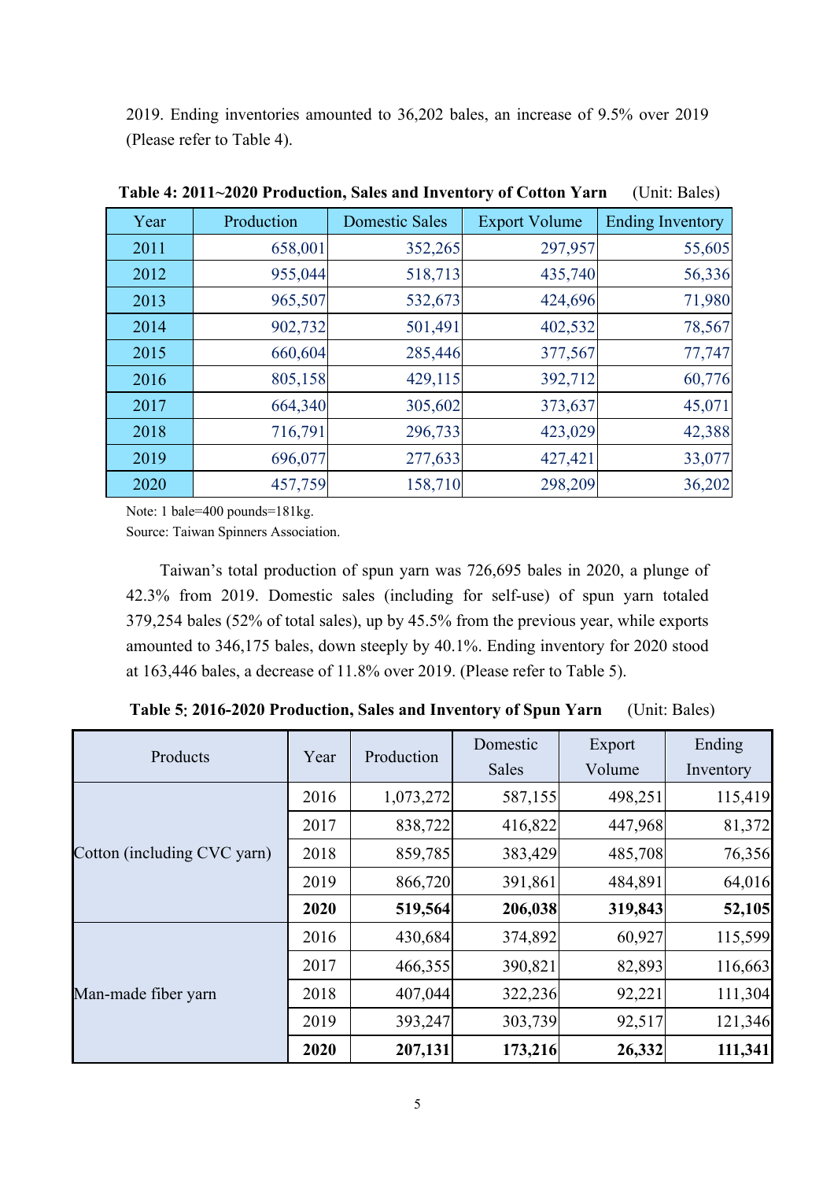2019. Ending inventories amounted to 36,202 bales, an increase of 9.5% over 2019 (Please refer to Table 4).

**Table 4: 2011~2020 Production, Sales and Inventory of Cotton Yarn** (Unit: Bales)

| Year | Production | Domestic Sales | Export Volume | Ending Inventory |
|---|---|---|---|---|
| 2011 | 658,001 | 352,265 | 297,957 | 55,605 |
| 2012 | 955,044 | 518,713 | 435,740 | 56,336 |
| 2013 | 965,507 | 532,673 | 424,696 | 71,980 |
| 2014 | 902,732 | 501,491 | 402,532 | 78,567 |
| 2015 | 660,604 | 285,446 | 377,567 | 77,747 |
| 2016 | 805,158 | 429,115 | 392,712 | 60,776 |
| 2017 | 664,340 | 305,602 | 373,637 | 45,071 |
| 2018 | 716,791 | 296,733 | 423,029 | 42,388 |
| 2019 | 696,077 | 277,633 | 427,421 | 33,077 |
| 2020 | 457,759 | 158,710 | 298,209 | 36,202 |

Note: 1 bale=400 pounds=181kg.
Source: Taiwan Spinners Association.

Taiwan's total production of spun yarn was 726,695 bales in 2020, a plunge of 42.3% from 2019. Domestic sales (including for self-use) of spun yarn totaled 379,254 bales (52% of total sales), up by 45.5% from the previous year, while exports amounted to 346,175 bales, down steeply by 40.1%. Ending inventory for 2020 stood at 163,446 bales, a decrease of 11.8% over 2019. (Please refer to Table 5).

**Table 5: 2016-2020 Production, Sales and Inventory of Spun Yarn** (Unit: Bales)

| Products | Year | Production | Domestic Sales | Export Volume | Ending Inventory |
|---|---|---|---|---|---|
| Cotton (including CVC yarn) | 2016 | 1,073,272 | 587,155 | 498,251 | 115,419 |
| | 2017 | 838,722 | 416,822 | 447,968 | 81,372 |
| | 2018 | 859,785 | 383,429 | 485,708 | 76,356 |
| | 2019 | 866,720 | 391,861 | 484,891 | 64,016 |
| | **2020** | **519,564** | **206,038** | **319,843** | **52,105** |
| Man-made fiber yarn | 2016 | 430,684 | 374,892 | 60,927 | 115,599 |
| | 2017 | 466,355 | 390,821 | 82,893 | 116,663 |
| | 2018 | 407,044 | 322,236 | 92,221 | 111,304 |
| | 2019 | 393,247 | 303,739 | 92,517 | 121,346 |
| | **2020** | **207,131** | **173,216** | **26,332** | **111,341** |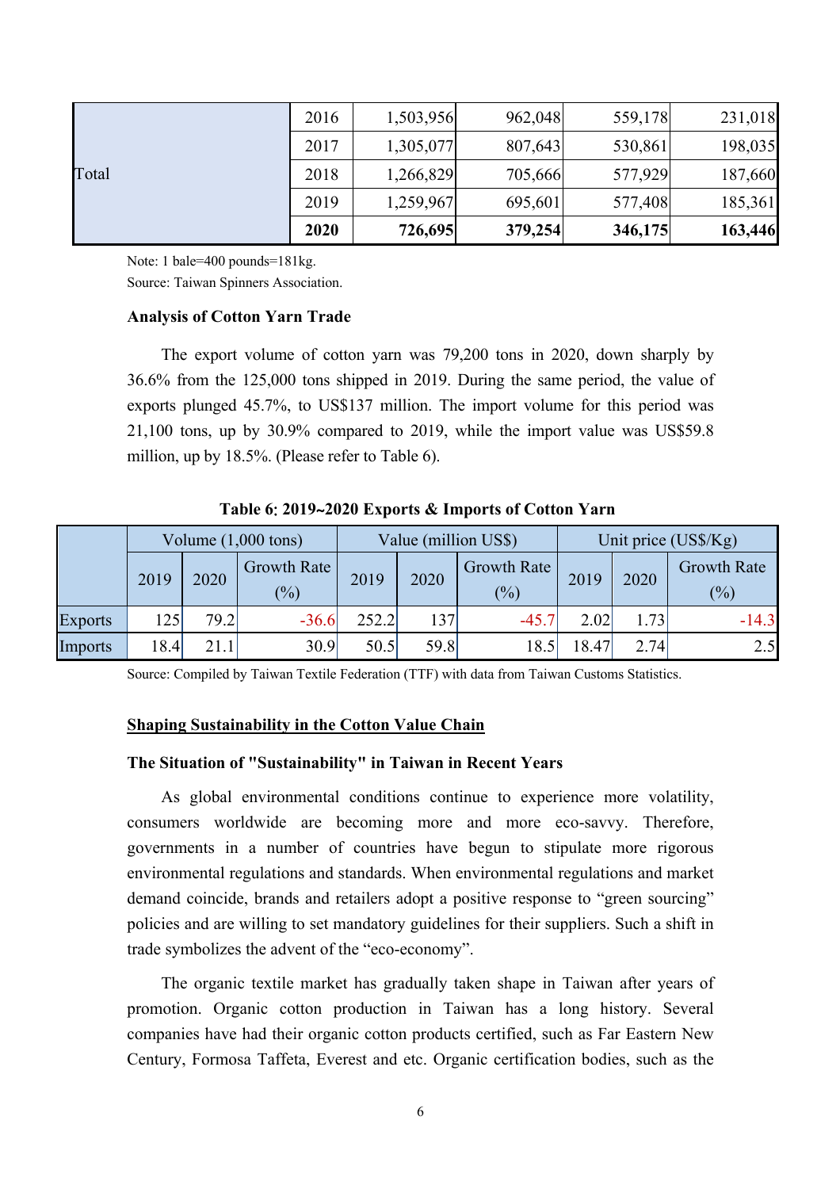| Total | 2016 | 1,503,956 | 962,048 | 559,178 | 231,018 |
|---|---|---|---|---|---|
| | 2017 | 1,305,077 | 807,643 | 530,861 | 198,035 |
| | 2018 | 1,266,829 | 705,666 | 577,929 | 187,660 |
| | 2019 | 1,259,967 | 695,601 | 577,408 | 185,361 |
| | **2020** | **726,695** | **379,254** | **346,175** | **163,446** |

Note: 1 bale=400 pounds=181kg.
Source: Taiwan Spinners Association.

**Analysis of Cotton Yarn Trade**

The export volume of cotton yarn was 79,200 tons in 2020, down sharply by 36.6% from the 125,000 tons shipped in 2019. During the same period, the value of exports plunged 45.7%, to US$137 million. The import volume for this period was 21,100 tons, up by 30.9% compared to 2019, while the import value was US$59.8 million, up by 18.5%. (Please refer to Table 6).

**Table 6: 2019~2020 Exports & Imports of Cotton Yarn**

| | Volume (1,000 tons) | | | Value (million US$) | | | Unit price (US$/Kg) | | |
|---|---|---|---|---|---|---|---|---|---|
| | 2019 | 2020 | Growth Rate (%) | 2019 | 2020 | Growth Rate (%) | 2019 | 2020 | Growth Rate (%) |
| Exports | 125 | 79.2 | -36.6 | 252.2 | 137 | -45.7 | 2.02 | 1.73 | -14.3 |
| Imports | 18.4 | 21.1 | 30.9 | 50.5 | 59.8 | 18.5 | 18.47 | 2.74 | 2.5 |

Source: Compiled by Taiwan Textile Federation (TTF) with data from Taiwan Customs Statistics.

## Shaping Sustainability in the Cotton Value Chain

**The Situation of "Sustainability" in Taiwan in Recent Years**

As global environmental conditions continue to experience more volatility, consumers worldwide are becoming more and more eco-savvy. Therefore, governments in a number of countries have begun to stipulate more rigorous environmental regulations and standards. When environmental regulations and market demand coincide, brands and retailers adopt a positive response to "green sourcing" policies and are willing to set mandatory guidelines for their suppliers. Such a shift in trade symbolizes the advent of the "eco-economy".

The organic textile market has gradually taken shape in Taiwan after years of promotion. Organic cotton production in Taiwan has a long history. Several companies have had their organic cotton products certified, such as Far Eastern New Century, Formosa Taffeta, Everest and etc. Organic certification bodies, such as the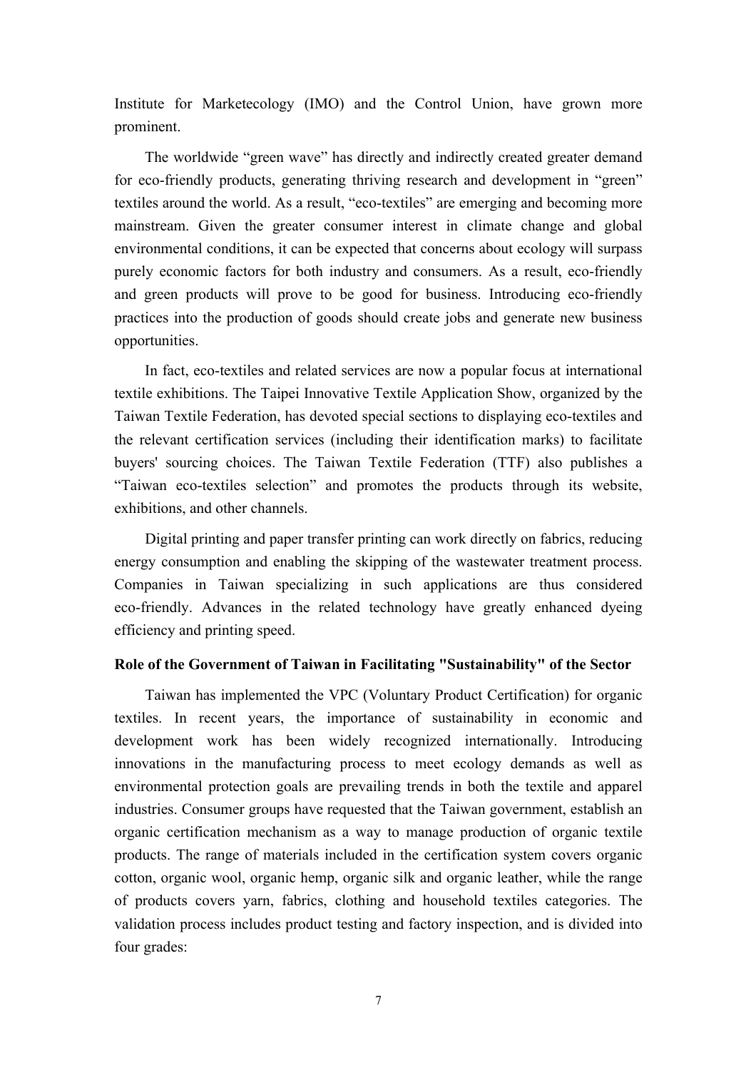Institute for Marketecology (IMO) and the Control Union, have grown more prominent.

The worldwide "green wave" has directly and indirectly created greater demand for eco-friendly products, generating thriving research and development in "green" textiles around the world. As a result, "eco-textiles" are emerging and becoming more mainstream. Given the greater consumer interest in climate change and global environmental conditions, it can be expected that concerns about ecology will surpass purely economic factors for both industry and consumers. As a result, eco-friendly and green products will prove to be good for business. Introducing eco-friendly practices into the production of goods should create jobs and generate new business opportunities.

In fact, eco-textiles and related services are now a popular focus at international textile exhibitions. The Taipei Innovative Textile Application Show, organized by the Taiwan Textile Federation, has devoted special sections to displaying eco-textiles and the relevant certification services (including their identification marks) to facilitate buyers' sourcing choices. The Taiwan Textile Federation (TTF) also publishes a "Taiwan eco-textiles selection" and promotes the products through its website, exhibitions, and other channels.

Digital printing and paper transfer printing can work directly on fabrics, reducing energy consumption and enabling the skipping of the wastewater treatment process. Companies in Taiwan specializing in such applications are thus considered eco-friendly. Advances in the related technology have greatly enhanced dyeing efficiency and printing speed.

**Role of the Government of Taiwan in Facilitating "Sustainability" of the Sector**

Taiwan has implemented the VPC (Voluntary Product Certification) for organic textiles. In recent years, the importance of sustainability in economic and development work has been widely recognized internationally. Introducing innovations in the manufacturing process to meet ecology demands as well as environmental protection goals are prevailing trends in both the textile and apparel industries. Consumer groups have requested that the Taiwan government, establish an organic certification mechanism as a way to manage production of organic textile products. The range of materials included in the certification system covers organic cotton, organic wool, organic hemp, organic silk and organic leather, while the range of products covers yarn, fabrics, clothing and household textiles categories. The validation process includes product testing and factory inspection, and is divided into four grades: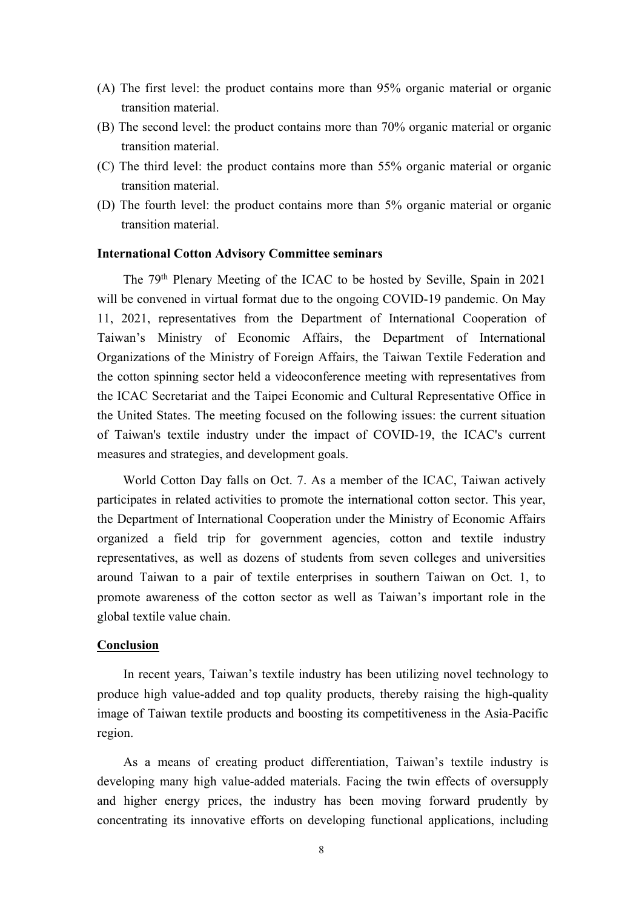(A) The first level: the product contains more than 95% organic material or organic transition material.

(B) The second level: the product contains more than 70% organic material or organic transition material.

(C) The third level: the product contains more than 55% organic material or organic transition material.

(D) The fourth level: the product contains more than 5% organic material or organic transition material.

**International Cotton Advisory Committee seminars**

The 79th Plenary Meeting of the ICAC to be hosted by Seville, Spain in 2021 will be convened in virtual format due to the ongoing COVID-19 pandemic. On May 11, 2021, representatives from the Department of International Cooperation of Taiwan's Ministry of Economic Affairs, the Department of International Organizations of the Ministry of Foreign Affairs, the Taiwan Textile Federation and the cotton spinning sector held a videoconference meeting with representatives from the ICAC Secretariat and the Taipei Economic and Cultural Representative Office in the United States. The meeting focused on the following issues: the current situation of Taiwan's textile industry under the impact of COVID-19, the ICAC's current measures and strategies, and development goals.

World Cotton Day falls on Oct. 7. As a member of the ICAC, Taiwan actively participates in related activities to promote the international cotton sector. This year, the Department of International Cooperation under the Ministry of Economic Affairs organized a field trip for government agencies, cotton and textile industry representatives, as well as dozens of students from seven colleges and universities around Taiwan to a pair of textile enterprises in southern Taiwan on Oct. 1, to promote awareness of the cotton sector as well as Taiwan's important role in the global textile value chain.

**Conclusion**

In recent years, Taiwan's textile industry has been utilizing novel technology to produce high value-added and top quality products, thereby raising the high-quality image of Taiwan textile products and boosting its competitiveness in the Asia-Pacific region.

As a means of creating product differentiation, Taiwan's textile industry is developing many high value-added materials. Facing the twin effects of oversupply and higher energy prices, the industry has been moving forward prudently by concentrating its innovative efforts on developing functional applications, including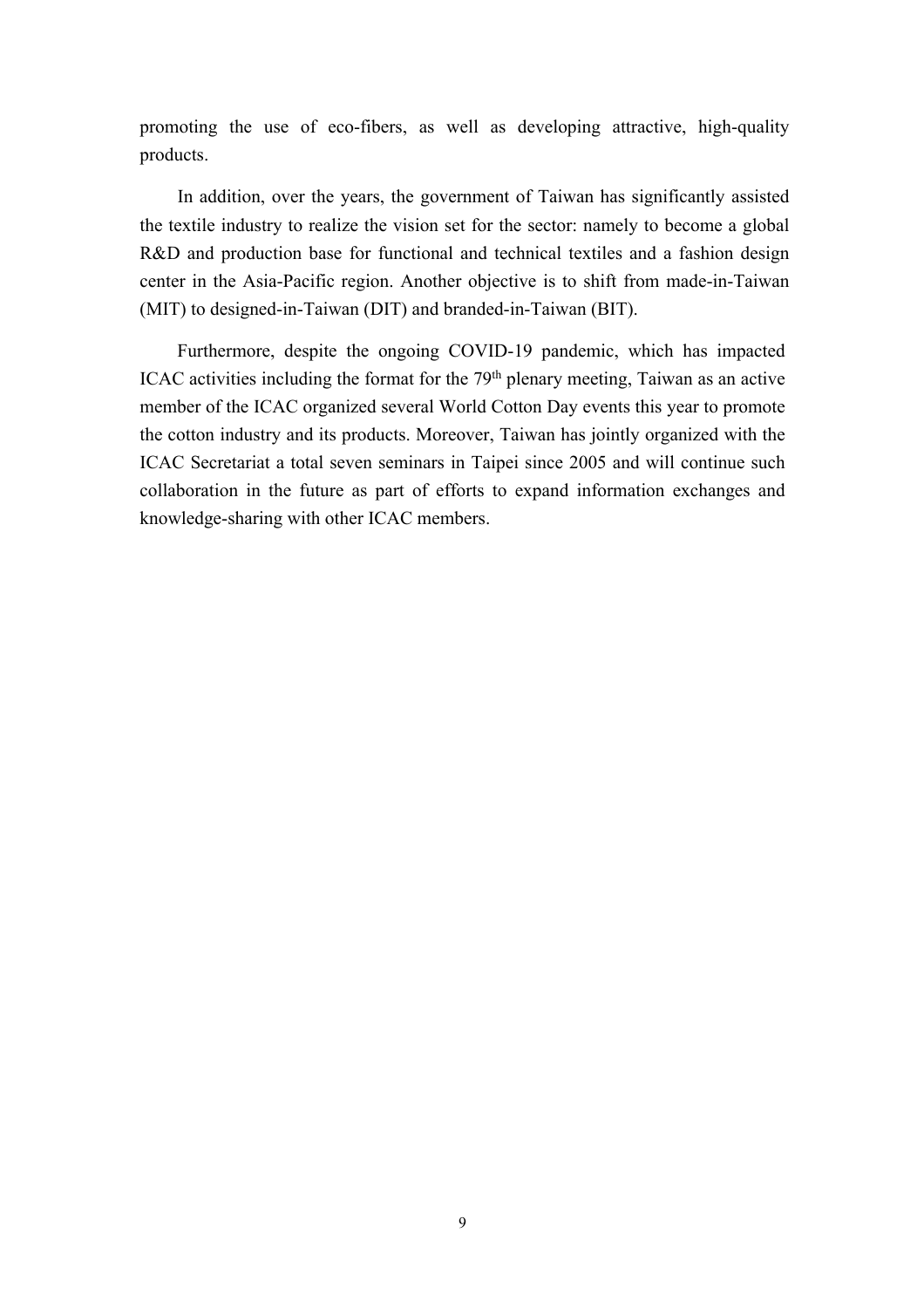promoting the use of eco-fibers, as well as developing attractive, high-quality products.

In addition, over the years, the government of Taiwan has significantly assisted the textile industry to realize the vision set for the sector: namely to become a global R&D and production base for functional and technical textiles and a fashion design center in the Asia-Pacific region. Another objective is to shift from made-in-Taiwan (MIT) to designed-in-Taiwan (DIT) and branded-in-Taiwan (BIT).

Furthermore, despite the ongoing COVID-19 pandemic, which has impacted ICAC activities including the format for the 79th plenary meeting, Taiwan as an active member of the ICAC organized several World Cotton Day events this year to promote the cotton industry and its products. Moreover, Taiwan has jointly organized with the ICAC Secretariat a total seven seminars in Taipei since 2005 and will continue such collaboration in the future as part of efforts to expand information exchanges and knowledge-sharing with other ICAC members.